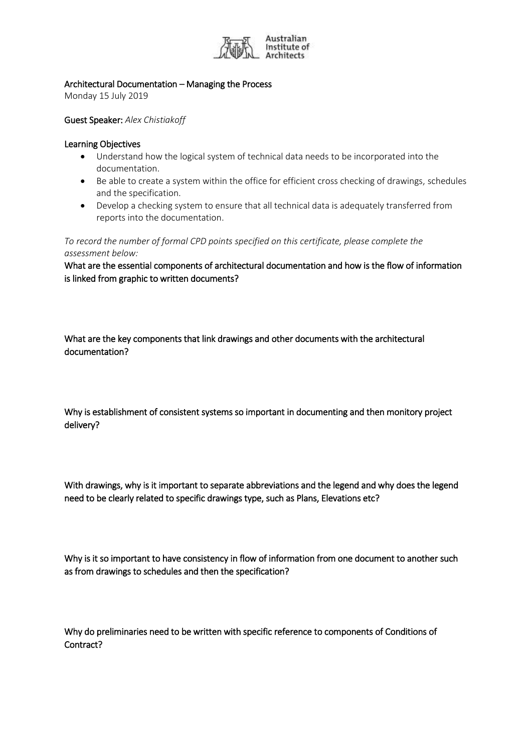Australian Institute of Architects

# Architectural Documentation – Managing the Process

Monday 15 July 2019

**Guest Speaker:** *Alex Chistiakoff*

## Learning Objectives

- Understand how the logical system of technical data needs to be incorporated into the documentation.
- Be able to create a system within the office for efficient cross checking of drawings, schedules and the specification.
- Develop a checking system to ensure that all technical data is adequately transferred from reports into the documentation.

*To record the number of formal CPD points specified on this certificate, please complete the assessment below:*

What are the essential components of architectural documentation and how is the flow of information is linked from graphic to written documents?

What are the key components that link drawings and other documents with the architectural documentation?

Why is establishment of consistent systems so important in documenting and then monitory project delivery?

With drawings, why is it important to separate abbreviations and the legend and why does the legend need to be clearly related to specific drawings type, such as Plans, Elevations etc?

Why is it so important to have consistency in flow of information from one document to another such as from drawings to schedules and then the specification?

Why do preliminaries need to be written with specific reference to components of Conditions of Contract?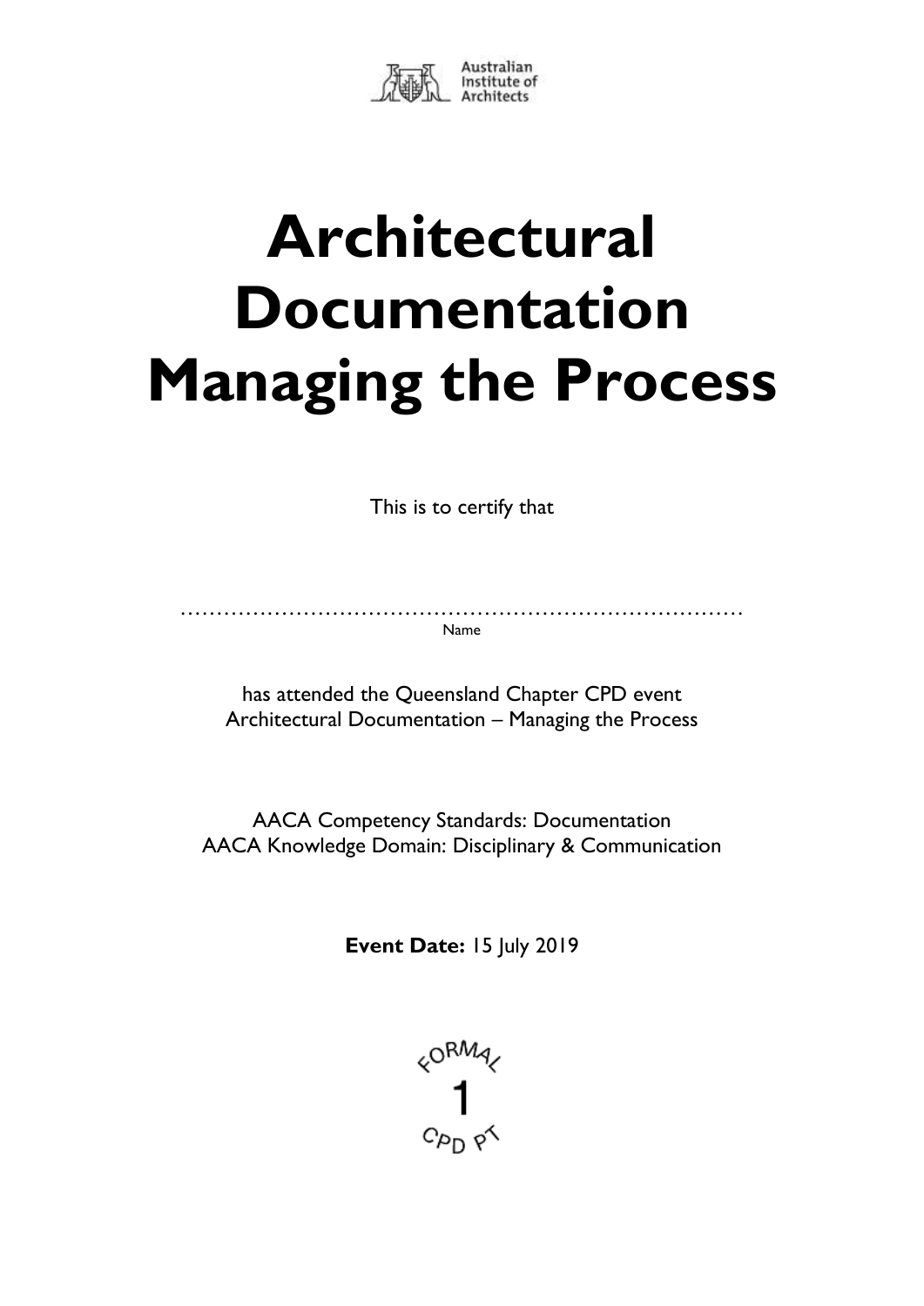Australian Institute of Architects

# Architectual Documentation Managing the Process

This is to certify that

…………………………………………………………………………

Name

has attended the Queensland Chapter CPD event
Architectural Documentation – Managing the Process

AACA Competency Standards: Documentation
AACA Knowledge Domain: Disciplinary & Communication

**Event Date:** 15 July 2019

FORMAL
1
CPD PT